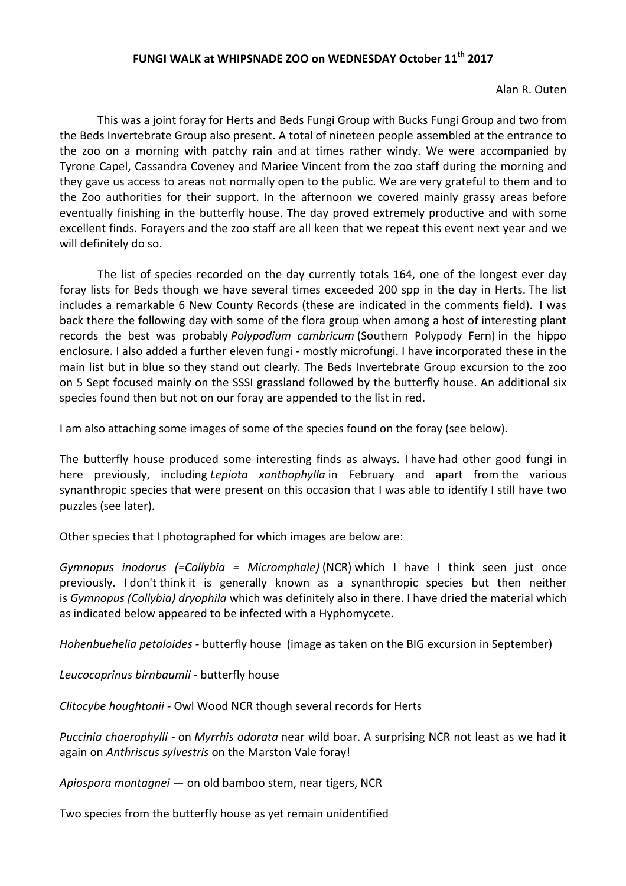# FUNGI WALK at WHIPSNADE ZOO on WEDNESDAY October 11th 2017

Alan R. Outen

This was a joint foray for Herts and Beds Fungi Group with Bucks Fungi Group and two from the Beds Invertebrate Group also present. A total of nineteen people assembled at the entrance to the zoo on a morning with patchy rain and at times rather windy. We were accompanied by Tyrone Capel, Cassandra Coveney and Mariee Vincent from the zoo staff during the morning and they gave us access to areas not normally open to the public. We are very grateful to them and to the Zoo authorities for their support. In the afternoon we covered mainly grassy areas before eventually finishing in the butterfly house. The day proved extremely productive and with some excellent finds. Forayers and the zoo staff are all keen that we repeat this event next year and we will definitely do so.

The list of species recorded on the day currently totals 164, one of the longest ever day foray lists for Beds though we have several times exceeded 200 spp in the day in Herts. The list includes a remarkable 6 New County Records (these are indicated in the comments field). I was back there the following day with some of the flora group when among a host of interesting plant records the best was probably *Polypodium cambricum* (Southern Polypody Fern) in the hippo enclosure. I also added a further eleven fungi - mostly microfungi. I have incorporated these in the main list but in blue so they stand out clearly. The Beds Invertebrate Group excursion to the zoo on 5 Sept focused mainly on the SSSI grassland followed by the butterfly house. An additional six species found then but not on our foray are appended to the list in red.

I am also attaching some images of some of the species found on the foray (see below).

The butterfly house produced some interesting finds as always. I have had other good fungi in here previously, including *Lepiota xanthophylla* in February and apart from the various synanthropic species that were present on this occasion that I was able to identify I still have two puzzles (see later).

Other species that I photographed for which images are below are:

*Gymnopus inodorus (=Collybia = Micromphale)* (NCR) which I have I think seen just once previously. I don't think it is generally known as a synanthropic species but then neither is *Gymnopus (Collybia) dryophila* which was definitely also in there. I have dried the material which as indicated below appeared to be infected with a Hyphomycete.

*Hohenbuehelia petaloides* - butterfly house (image as taken on the BIG excursion in September)

*Leucocoprinus birnbaumii* - butterfly house

*Clitocybe houghtonii* - Owl Wood NCR though several records for Herts

*Puccinia chaerophylli* - on *Myrrhis odorata* near wild boar. A surprising NCR not least as we had it again on *Anthriscus sylvestris* on the Marston Vale foray!

*Apiospora montagnei* — on old bamboo stem, near tigers, NCR

Two species from the butterfly house as yet remain unidentified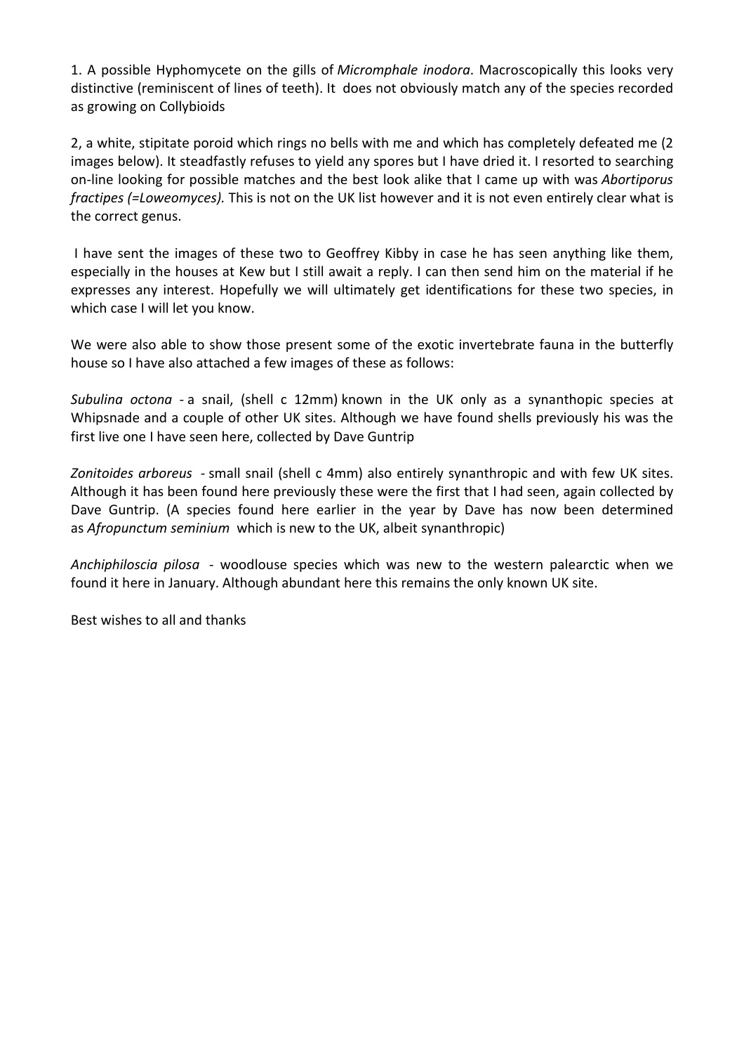1. A possible Hyphomycete on the gills of *Micromphale inodora*. Macroscopically this looks very distinctive (reminiscent of lines of teeth). It does not obviously match any of the species recorded as growing on Collybioids

2, a white, stipitate poroid which rings no bells with me and which has completely defeated me (2 images below). It steadfastly refuses to yield any spores but I have dried it. I resorted to searching on-line looking for possible matches and the best look alike that I came up with was *Abortiporus fractipes (=Loweomyces).* This is not on the UK list however and it is not even entirely clear what is the correct genus.

I have sent the images of these two to Geoffrey Kibby in case he has seen anything like them, especially in the houses at Kew but I still await a reply. I can then send him on the material if he expresses any interest. Hopefully we will ultimately get identifications for these two species, in which case I will let you know.

We were also able to show those present some of the exotic invertebrate fauna in the butterfly house so I have also attached a few images of these as follows:

*Subulina octona* - a snail, (shell c 12mm) known in the UK only as a synanthopic species at Whipsnade and a couple of other UK sites. Although we have found shells previously his was the first live one I have seen here, collected by Dave Guntrip

*Zonitoides arboreus* - small snail (shell c 4mm) also entirely synanthropic and with few UK sites. Although it has been found here previously these were the first that I had seen, again collected by Dave Guntrip. (A species found here earlier in the year by Dave has now been determined as *Afropunctum seminium* which is new to the UK, albeit synanthropic)

*Anchiphiloscia pilosa* - woodlouse species which was new to the western palearctic when we found it here in January. Although abundant here this remains the only known UK site.

Best wishes to all and thanks